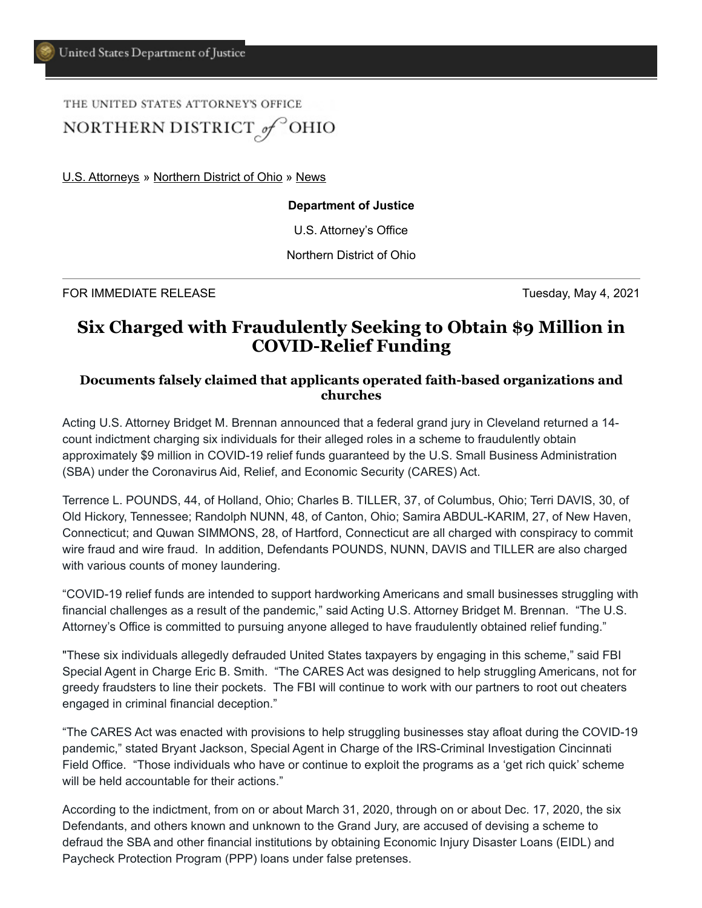United States Department of Justice

THE UNITED STATES ATTORNEY'S OFFICE
NORTHERN DISTRICT of OHIO

U.S. Attorneys » Northern District of Ohio » News

**Department of Justice**

U.S. Attorney's Office

Northern District of Ohio

FOR IMMEDIATE RELEASE Tuesday, May 4, 2021

# Six Charged with Fraudulently Seeking to Obtain $9 Million in COVID-Relief Funding

### Documents falsely claimed that applicants operated faith-based organizations and churches

Acting U.S. Attorney Bridget M. Brennan announced that a federal grand jury in Cleveland returned a 14-count indictment charging six individuals for their alleged roles in a scheme to fraudulently obtain approximately $9 million in COVID-19 relief funds guaranteed by the U.S. Small Business Administration (SBA) under the Coronavirus Aid, Relief, and Economic Security (CARES) Act.

Terrence L. POUNDS, 44, of Holland, Ohio; Charles B. TILLER, 37, of Columbus, Ohio; Terri DAVIS, 30, of Old Hickory, Tennessee; Randolph NUNN, 48, of Canton, Ohio; Samira ABDUL-KARIM, 27, of New Haven, Connecticut; and Quwan SIMMONS, 28, of Hartford, Connecticut are all charged with conspiracy to commit wire fraud and wire fraud. In addition, Defendants POUNDS, NUNN, DAVIS and TILLER are also charged with various counts of money laundering.

"COVID-19 relief funds are intended to support hardworking Americans and small businesses struggling with financial challenges as a result of the pandemic," said Acting U.S. Attorney Bridget M. Brennan. "The U.S. Attorney's Office is committed to pursuing anyone alleged to have fraudulently obtained relief funding."

"These six individuals allegedly defrauded United States taxpayers by engaging in this scheme," said FBI Special Agent in Charge Eric B. Smith. "The CARES Act was designed to help struggling Americans, not for greedy fraudsters to line their pockets. The FBI will continue to work with our partners to root out cheaters engaged in criminal financial deception."

"The CARES Act was enacted with provisions to help struggling businesses stay afloat during the COVID-19 pandemic," stated Bryant Jackson, Special Agent in Charge of the IRS-Criminal Investigation Cincinnati Field Office. "Those individuals who have or continue to exploit the programs as a 'get rich quick' scheme will be held accountable for their actions."

According to the indictment, from on or about March 31, 2020, through on or about Dec. 17, 2020, the six Defendants, and others known and unknown to the Grand Jury, are accused of devising a scheme to defraud the SBA and other financial institutions by obtaining Economic Injury Disaster Loans (EIDL) and Paycheck Protection Program (PPP) loans under false pretenses.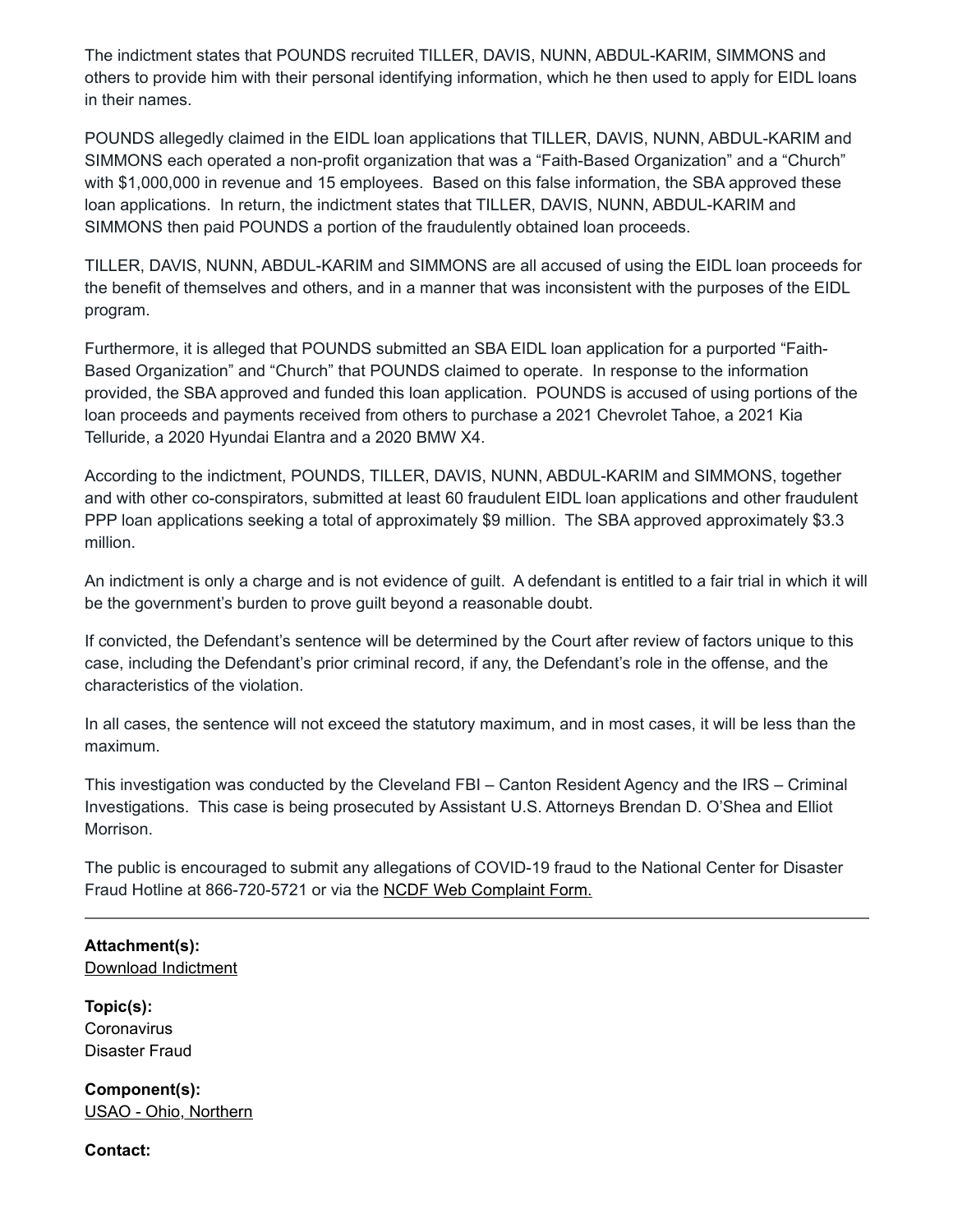The indictment states that POUNDS recruited TILLER, DAVIS, NUNN, ABDUL-KARIM, SIMMONS and others to provide him with their personal identifying information, which he then used to apply for EIDL loans in their names.

POUNDS allegedly claimed in the EIDL loan applications that TILLER, DAVIS, NUNN, ABDUL-KARIM and SIMMONS each operated a non-profit organization that was a "Faith-Based Organization" and a "Church" with $1,000,000 in revenue and 15 employees. Based on this false information, the SBA approved these loan applications. In return, the indictment states that TILLER, DAVIS, NUNN, ABDUL-KARIM and SIMMONS then paid POUNDS a portion of the fraudulently obtained loan proceeds.

TILLER, DAVIS, NUNN, ABDUL-KARIM and SIMMONS are all accused of using the EIDL loan proceeds for the benefit of themselves and others, and in a manner that was inconsistent with the purposes of the EIDL program.

Furthermore, it is alleged that POUNDS submitted an SBA EIDL loan application for a purported "Faith-Based Organization" and "Church" that POUNDS claimed to operate. In response to the information provided, the SBA approved and funded this loan application. POUNDS is accused of using portions of the loan proceeds and payments received from others to purchase a 2021 Chevrolet Tahoe, a 2021 Kia Telluride, a 2020 Hyundai Elantra and a 2020 BMW X4.

According to the indictment, POUNDS, TILLER, DAVIS, NUNN, ABDUL-KARIM and SIMMONS, together and with other co-conspirators, submitted at least 60 fraudulent EIDL loan applications and other fraudulent PPP loan applications seeking a total of approximately $9 million. The SBA approved approximately $3.3 million.

An indictment is only a charge and is not evidence of guilt. A defendant is entitled to a fair trial in which it will be the government's burden to prove guilt beyond a reasonable doubt.

If convicted, the Defendant's sentence will be determined by the Court after review of factors unique to this case, including the Defendant's prior criminal record, if any, the Defendant's role in the offense, and the characteristics of the violation.

In all cases, the sentence will not exceed the statutory maximum, and in most cases, it will be less than the maximum.

This investigation was conducted by the Cleveland FBI – Canton Resident Agency and the IRS – Criminal Investigations. This case is being prosecuted by Assistant U.S. Attorneys Brendan D. O'Shea and Elliot Morrison.

The public is encouraged to submit any allegations of COVID-19 fraud to the National Center for Disaster Fraud Hotline at 866-720-5721 or via the NCDF Web Complaint Form.

---

**Attachment(s):**
Download Indictment

**Topic(s):**
Coronavirus
Disaster Fraud

**Component(s):**
USAO - Ohio, Northern

**Contact:**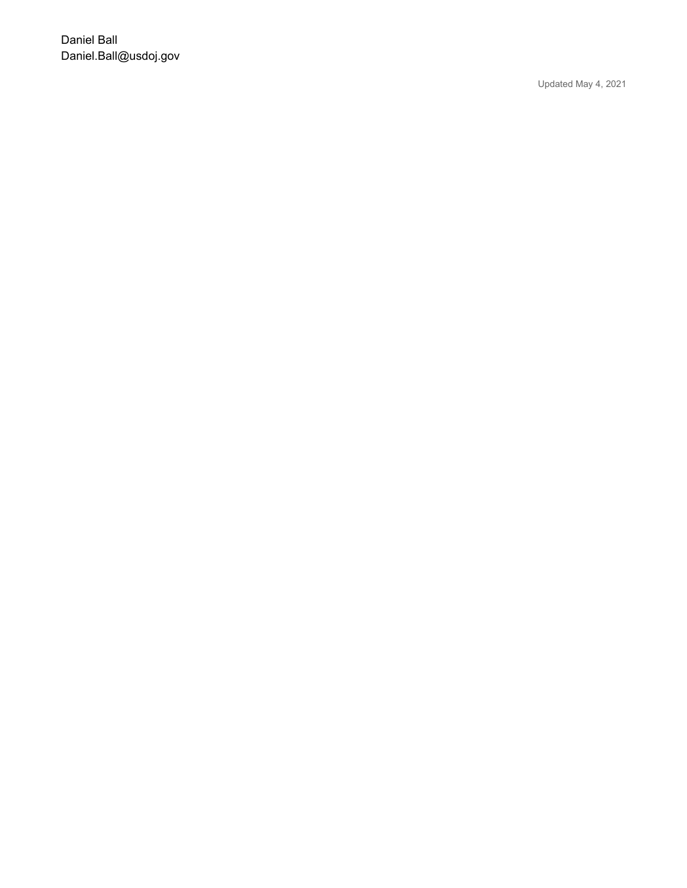Daniel Ball
Daniel.Ball@usdoj.gov

Updated May 4, 2021